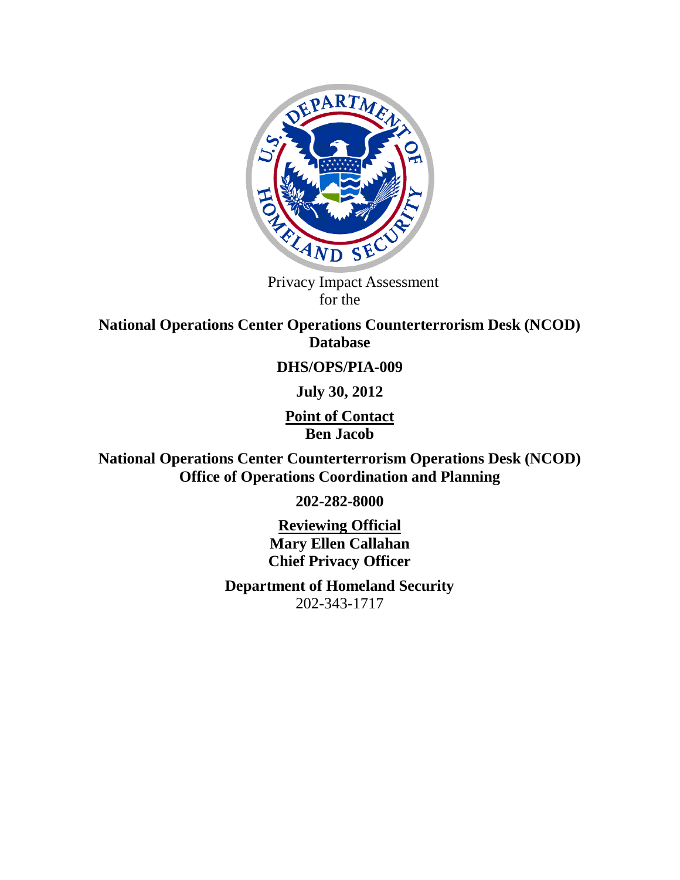Privacy Impact Assessment
for the

**National Operations Center Operations Counterterrorism Desk (NCOD) Database**

**DHS/OPS/PIA-009**

**July 30, 2012**

**Point of Contact**
**Ben Jacob**

**National Operations Center Counterterrorism Operations Desk (NCOD)**
**Office of Operations Coordination and Planning**

**202-282-8000**

**Reviewing Official**
**Mary Ellen Callahan**
**Chief Privacy Officer**

**Department of Homeland Security**
202-343-1717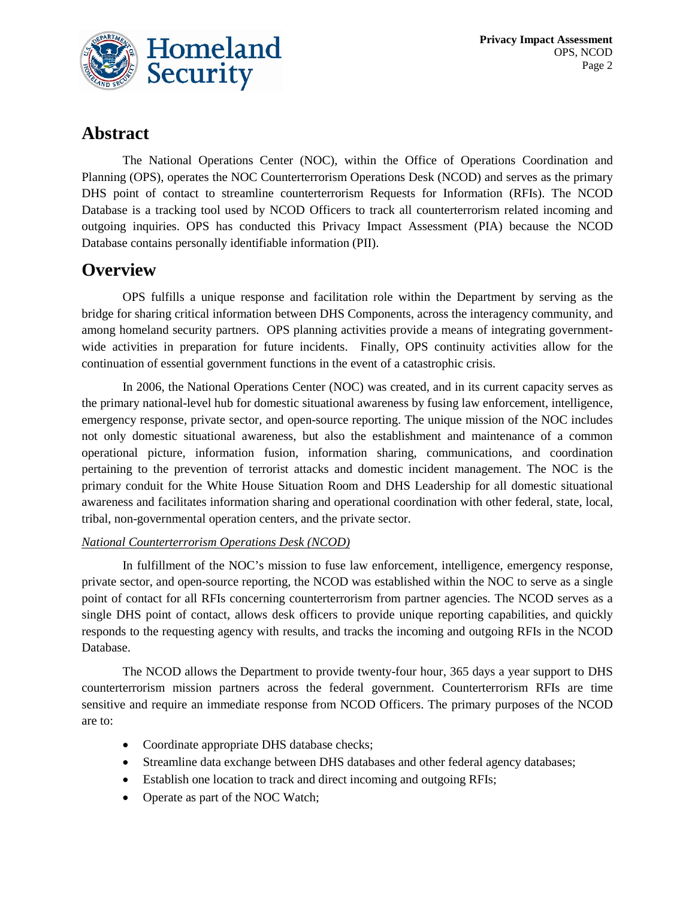## Abstract

The National Operations Center (NOC), within the Office of Operations Coordination and Planning (OPS), operates the NOC Counterterrorism Operations Desk (NCOD) and serves as the primary DHS point of contact to streamline counterterrorism Requests for Information (RFIs). The NCOD Database is a tracking tool used by NCOD Officers to track all counterterrorism related incoming and outgoing inquiries. OPS has conducted this Privacy Impact Assessment (PIA) because the NCOD Database contains personally identifiable information (PII).

## Overview

OPS fulfills a unique response and facilitation role within the Department by serving as the bridge for sharing critical information between DHS Components, across the interagency community, and among homeland security partners. OPS planning activities provide a means of integrating government-wide activities in preparation for future incidents. Finally, OPS continuity activities allow for the continuation of essential government functions in the event of a catastrophic crisis.

In 2006, the National Operations Center (NOC) was created, and in its current capacity serves as the primary national-level hub for domestic situational awareness by fusing law enforcement, intelligence, emergency response, private sector, and open-source reporting. The unique mission of the NOC includes not only domestic situational awareness, but also the establishment and maintenance of a common operational picture, information fusion, information sharing, communications, and coordination pertaining to the prevention of terrorist attacks and domestic incident management. The NOC is the primary conduit for the White House Situation Room and DHS Leadership for all domestic situational awareness and facilitates information sharing and operational coordination with other federal, state, local, tribal, non-governmental operation centers, and the private sector.

*National Counterterrorism Operations Desk (NCOD)*

In fulfillment of the NOC's mission to fuse law enforcement, intelligence, emergency response, private sector, and open-source reporting, the NCOD was established within the NOC to serve as a single point of contact for all RFIs concerning counterterrorism from partner agencies. The NCOD serves as a single DHS point of contact, allows desk officers to provide unique reporting capabilities, and quickly responds to the requesting agency with results, and tracks the incoming and outgoing RFIs in the NCOD Database.

The NCOD allows the Department to provide twenty-four hour, 365 days a year support to DHS counterterrorism mission partners across the federal government. Counterterrorism RFIs are time sensitive and require an immediate response from NCOD Officers. The primary purposes of the NCOD are to:

- Coordinate appropriate DHS database checks;
- Streamline data exchange between DHS databases and other federal agency databases;
- Establish one location to track and direct incoming and outgoing RFIs;
- Operate as part of the NOC Watch;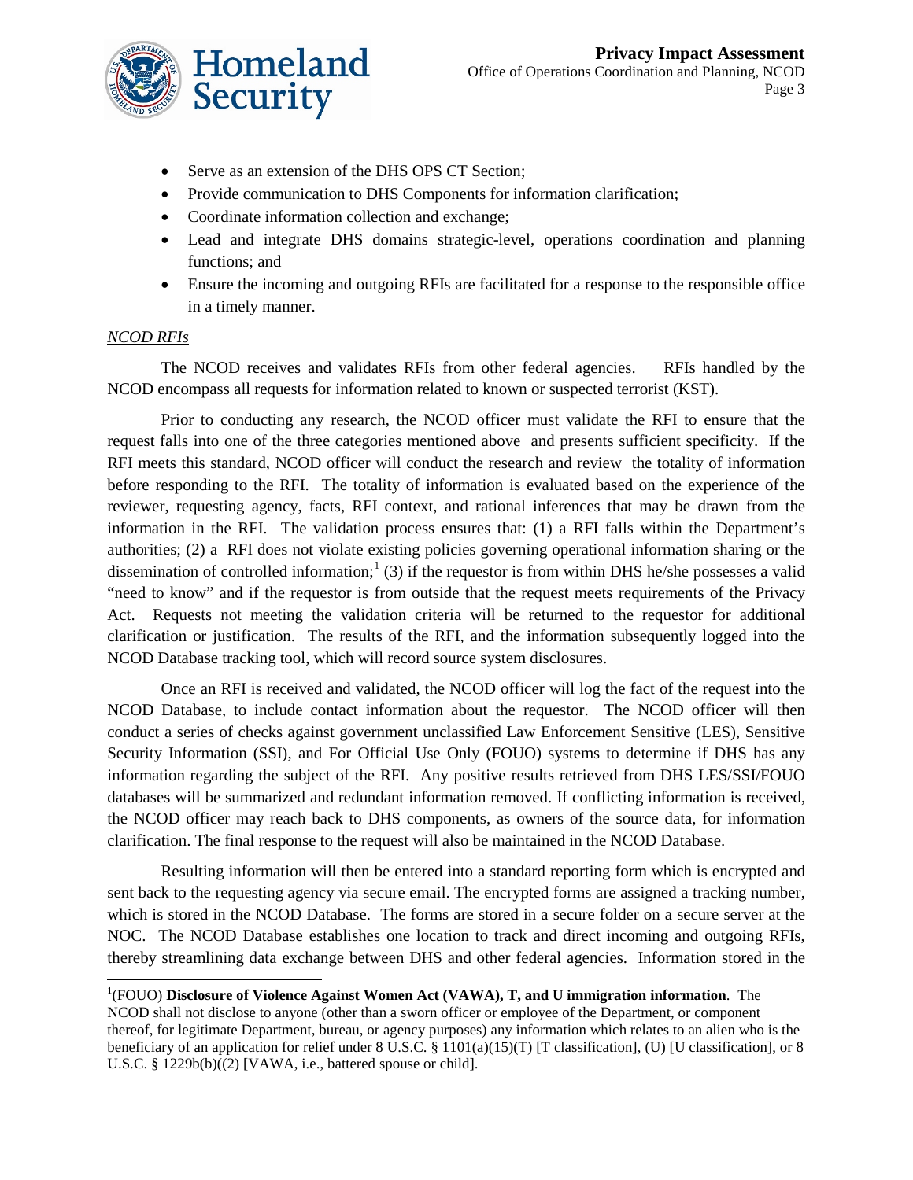- Serve as an extension of the DHS OPS CT Section;
- Provide communication to DHS Components for information clarification;
- Coordinate information collection and exchange;
- Lead and integrate DHS domains strategic-level, operations coordination and planning functions; and
- Ensure the incoming and outgoing RFIs are facilitated for a response to the responsible office in a timely manner.

*NCOD RFIs*

The NCOD receives and validates RFIs from other federal agencies. RFIs handled by the NCOD encompass all requests for information related to known or suspected terrorist (KST).

Prior to conducting any research, the NCOD officer must validate the RFI to ensure that the request falls into one of the three categories mentioned above and presents sufficient specificity. If the RFI meets this standard, NCOD officer will conduct the research and review the totality of information before responding to the RFI. The totality of information is evaluated based on the experience of the reviewer, requesting agency, facts, RFI context, and rational inferences that may be drawn from the information in the RFI. The validation process ensures that: (1) a RFI falls within the Department's authorities; (2) a RFI does not violate existing policies governing operational information sharing or the dissemination of controlled information;[1] (3) if the requestor is from within DHS he/she possesses a valid "need to know" and if the requestor is from outside that the request meets requirements of the Privacy Act. Requests not meeting the validation criteria will be returned to the requestor for additional clarification or justification. The results of the RFI, and the information subsequently logged into the NCOD Database tracking tool, which will record source system disclosures.

Once an RFI is received and validated, the NCOD officer will log the fact of the request into the NCOD Database, to include contact information about the requestor. The NCOD officer will then conduct a series of checks against government unclassified Law Enforcement Sensitive (LES), Sensitive Security Information (SSI), and For Official Use Only (FOUO) systems to determine if DHS has any information regarding the subject of the RFI. Any positive results retrieved from DHS LES/SSI/FOUO databases will be summarized and redundant information removed. If conflicting information is received, the NCOD officer may reach back to DHS components, as owners of the source data, for information clarification. The final response to the request will also be maintained in the NCOD Database.

Resulting information will then be entered into a standard reporting form which is encrypted and sent back to the requesting agency via secure email. The encrypted forms are assigned a tracking number, which is stored in the NCOD Database. The forms are stored in a secure folder on a secure server at the NOC. The NCOD Database establishes one location to track and direct incoming and outgoing RFIs, thereby streamlining data exchange between DHS and other federal agencies. Information stored in the

---

[1](FOUO) **Disclosure of Violence Against Women Act (VAWA), T, and U immigration information**. The NCOD shall not disclose to anyone (other than a sworn officer or employee of the Department, or component thereof, for legitimate Department, bureau, or agency purposes) any information which relates to an alien who is the beneficiary of an application for relief under 8 U.S.C. § 1101(a)(15)(T) [T classification], (U) [U classification], or 8 U.S.C. § 1229b(b)((2) [VAWA, i.e., battered spouse or child].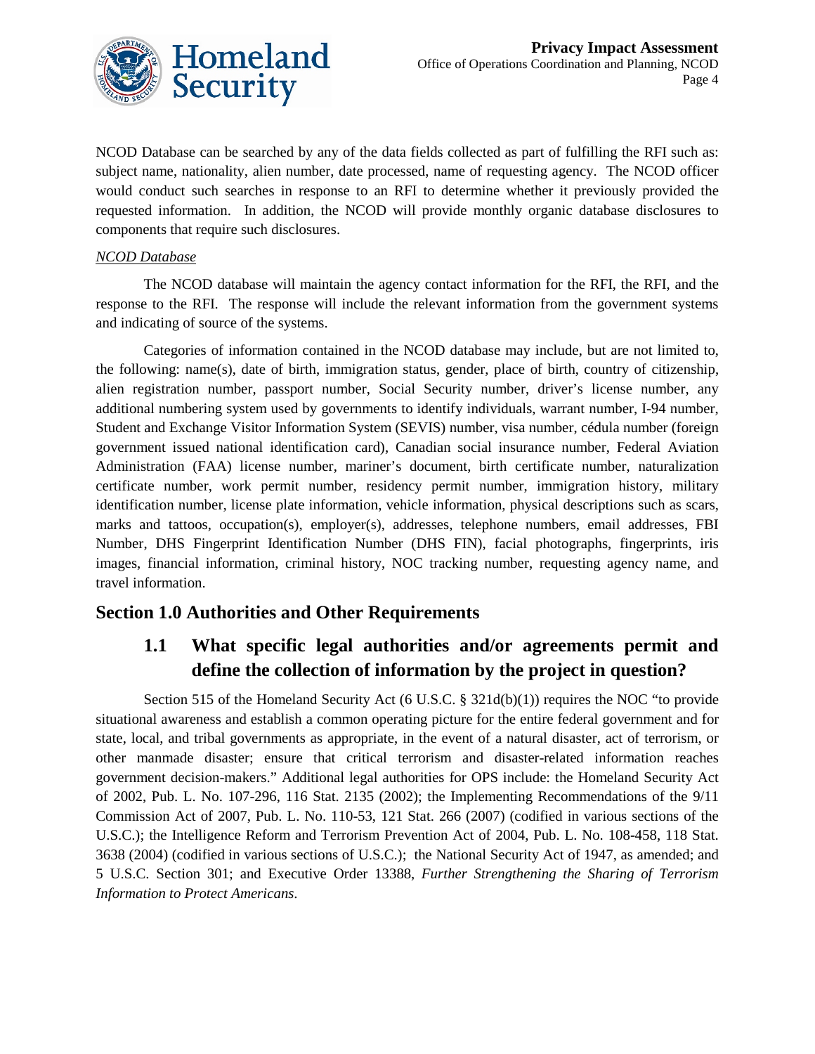NCOD Database can be searched by any of the data fields collected as part of fulfilling the RFI such as: subject name, nationality, alien number, date processed, name of requesting agency. The NCOD officer would conduct such searches in response to an RFI to determine whether it previously provided the requested information. In addition, the NCOD will provide monthly organic database disclosures to components that require such disclosures.

*NCOD Database*

The NCOD database will maintain the agency contact information for the RFI, the RFI, and the response to the RFI. The response will include the relevant information from the government systems and indicating of source of the systems.

Categories of information contained in the NCOD database may include, but are not limited to, the following: name(s), date of birth, immigration status, gender, place of birth, country of citizenship, alien registration number, passport number, Social Security number, driver's license number, any additional numbering system used by governments to identify individuals, warrant number, I-94 number, Student and Exchange Visitor Information System (SEVIS) number, visa number, cédula number (foreign government issued national identification card), Canadian social insurance number, Federal Aviation Administration (FAA) license number, mariner's document, birth certificate number, naturalization certificate number, work permit number, residency permit number, immigration history, military identification number, license plate information, vehicle information, physical descriptions such as scars, marks and tattoos, occupation(s), employer(s), addresses, telephone numbers, email addresses, FBI Number, DHS Fingerprint Identification Number (DHS FIN), facial photographs, fingerprints, iris images, financial information, criminal history, NOC tracking number, requesting agency name, and travel information.

## Section 1.0 Authorities and Other Requirements

### 1.1 What specific legal authorities and/or agreements permit and define the collection of information by the project in question?

Section 515 of the Homeland Security Act (6 U.S.C. § 321d(b)(1)) requires the NOC "to provide situational awareness and establish a common operating picture for the entire federal government and for state, local, and tribal governments as appropriate, in the event of a natural disaster, act of terrorism, or other manmade disaster; ensure that critical terrorism and disaster-related information reaches government decision-makers." Additional legal authorities for OPS include: the Homeland Security Act of 2002, Pub. L. No. 107-296, 116 Stat. 2135 (2002); the Implementing Recommendations of the 9/11 Commission Act of 2007, Pub. L. No. 110-53, 121 Stat. 266 (2007) (codified in various sections of the U.S.C.); the Intelligence Reform and Terrorism Prevention Act of 2004, Pub. L. No. 108-458, 118 Stat. 3638 (2004) (codified in various sections of U.S.C.); the National Security Act of 1947, as amended; and 5 U.S.C. Section 301; and Executive Order 13388, *Further Strengthening the Sharing of Terrorism Information to Protect Americans*.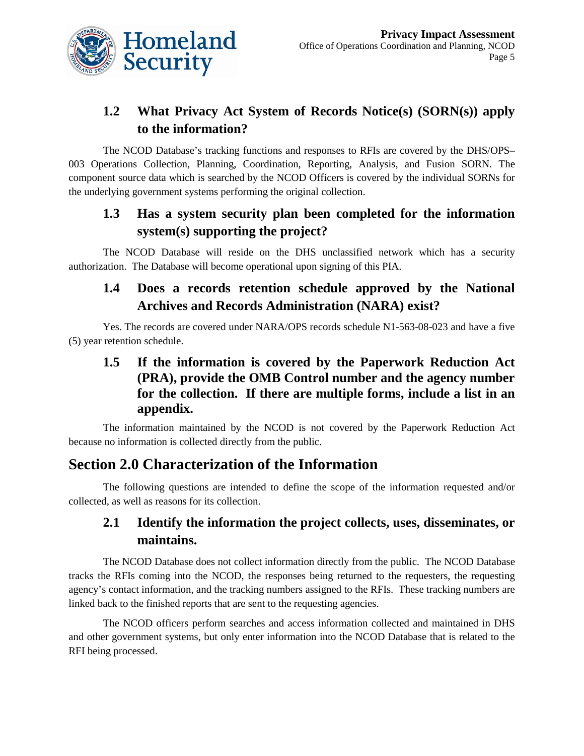### 1.2 What Privacy Act System of Records Notice(s) (SORN(s)) apply to the information?

The NCOD Database's tracking functions and responses to RFIs are covered by the DHS/OPS–003 Operations Collection, Planning, Coordination, Reporting, Analysis, and Fusion SORN. The component source data which is searched by the NCOD Officers is covered by the individual SORNs for the underlying government systems performing the original collection.

### 1.3 Has a system security plan been completed for the information system(s) supporting the project?

The NCOD Database will reside on the DHS unclassified network which has a security authorization. The Database will become operational upon signing of this PIA.

### 1.4 Does a records retention schedule approved by the National Archives and Records Administration (NARA) exist?

Yes. The records are covered under NARA/OPS records schedule N1-563-08-023 and have a five (5) year retention schedule.

### 1.5 If the information is covered by the Paperwork Reduction Act (PRA), provide the OMB Control number and the agency number for the collection. If there are multiple forms, include a list in an appendix.

The information maintained by the NCOD is not covered by the Paperwork Reduction Act because no information is collected directly from the public.

## Section 2.0 Characterization of the Information

The following questions are intended to define the scope of the information requested and/or collected, as well as reasons for its collection.

### 2.1 Identify the information the project collects, uses, disseminates, or maintains.

The NCOD Database does not collect information directly from the public. The NCOD Database tracks the RFIs coming into the NCOD, the responses being returned to the requesters, the requesting agency's contact information, and the tracking numbers assigned to the RFIs. These tracking numbers are linked back to the finished reports that are sent to the requesting agencies.

The NCOD officers perform searches and access information collected and maintained in DHS and other government systems, but only enter information into the NCOD Database that is related to the RFI being processed.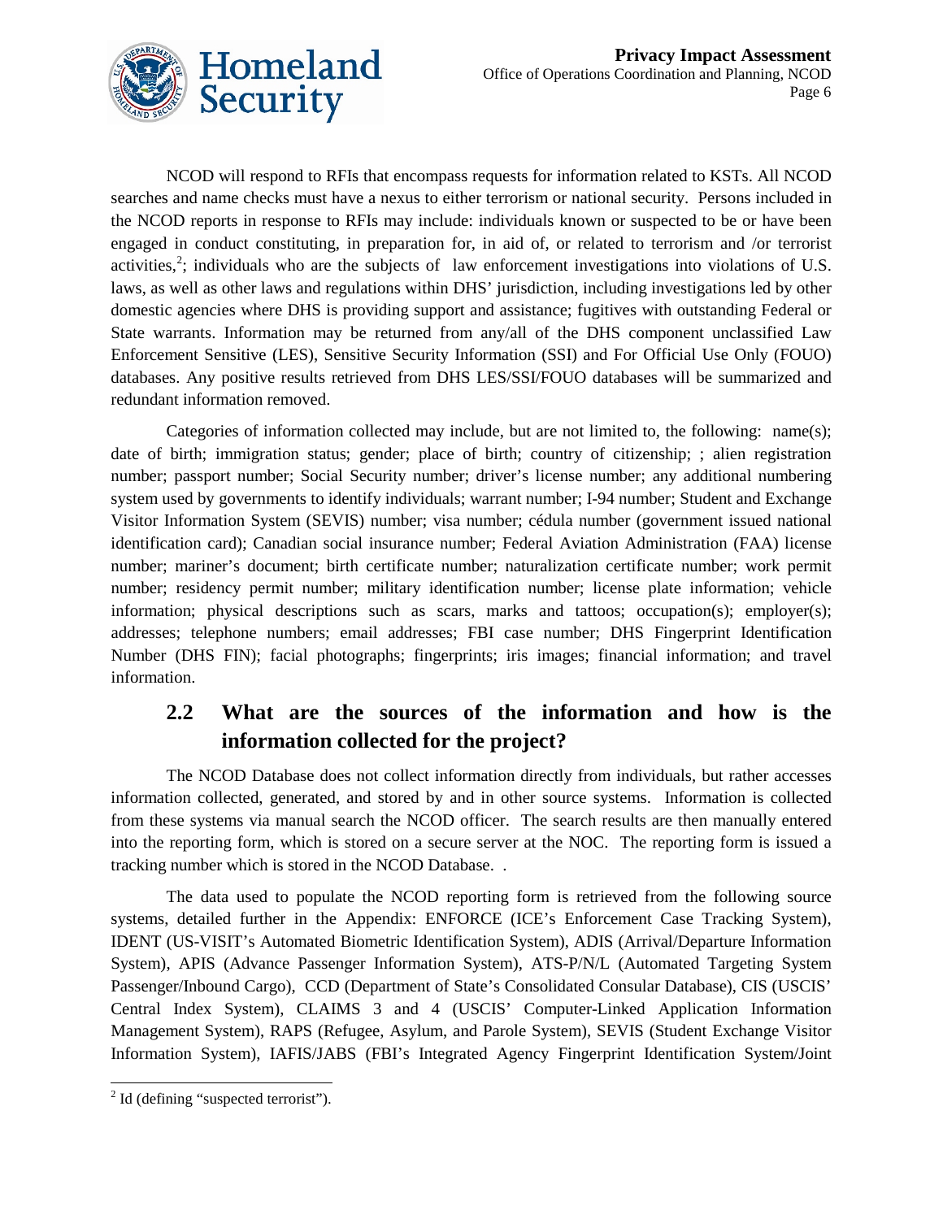NCOD will respond to RFIs that encompass requests for information related to KSTs. All NCOD searches and name checks must have a nexus to either terrorism or national security. Persons included in the NCOD reports in response to RFIs may include: individuals known or suspected to be or have been engaged in conduct constituting, in preparation for, in aid of, or related to terrorism and /or terrorist activities,[2]; individuals who are the subjects of law enforcement investigations into violations of U.S. laws, as well as other laws and regulations within DHS' jurisdiction, including investigations led by other domestic agencies where DHS is providing support and assistance; fugitives with outstanding Federal or State warrants. Information may be returned from any/all of the DHS component unclassified Law Enforcement Sensitive (LES), Sensitive Security Information (SSI) and For Official Use Only (FOUO) databases. Any positive results retrieved from DHS LES/SSI/FOUO databases will be summarized and redundant information removed.

Categories of information collected may include, but are not limited to, the following: name(s); date of birth; immigration status; gender; place of birth; country of citizenship; ; alien registration number; passport number; Social Security number; driver's license number; any additional numbering system used by governments to identify individuals; warrant number; I-94 number; Student and Exchange Visitor Information System (SEVIS) number; visa number; cédula number (government issued national identification card); Canadian social insurance number; Federal Aviation Administration (FAA) license number; mariner's document; birth certificate number; naturalization certificate number; work permit number; residency permit number; military identification number; license plate information; vehicle information; physical descriptions such as scars, marks and tattoos; occupation(s); employer(s); addresses; telephone numbers; email addresses; FBI case number; DHS Fingerprint Identification Number (DHS FIN); facial photographs; fingerprints; iris images; financial information; and travel information.

## 2.2 What are the sources of the information and how is the information collected for the project?

The NCOD Database does not collect information directly from individuals, but rather accesses information collected, generated, and stored by and in other source systems. Information is collected from these systems via manual search the NCOD officer. The search results are then manually entered into the reporting form, which is stored on a secure server at the NOC. The reporting form is issued a tracking number which is stored in the NCOD Database. .

The data used to populate the NCOD reporting form is retrieved from the following source systems, detailed further in the Appendix: ENFORCE (ICE's Enforcement Case Tracking System), IDENT (US-VISIT's Automated Biometric Identification System), ADIS (Arrival/Departure Information System), APIS (Advance Passenger Information System), ATS-P/N/L (Automated Targeting System Passenger/Inbound Cargo), CCD (Department of State's Consolidated Consular Database), CIS (USCIS' Central Index System), CLAIMS 3 and 4 (USCIS' Computer-Linked Application Information Management System), RAPS (Refugee, Asylum, and Parole System), SEVIS (Student Exchange Visitor Information System), IAFIS/JABS (FBI's Integrated Agency Fingerprint Identification System/Joint

[2] Id (defining "suspected terrorist").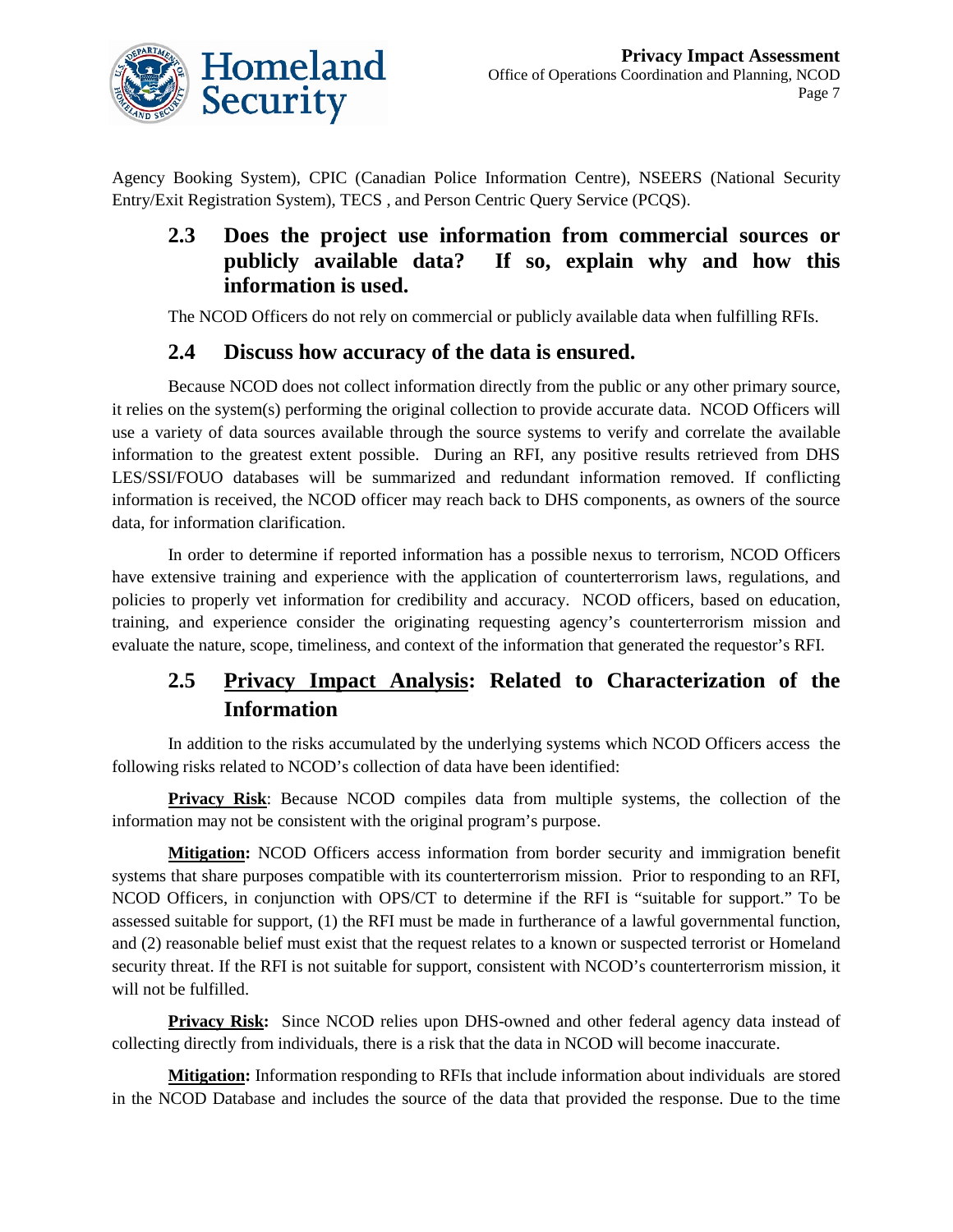Agency Booking System), CPIC (Canadian Police Information Centre), NSEERS (National Security Entry/Exit Registration System), TECS , and Person Centric Query Service (PCQS).

## 2.3 Does the project use information from commercial sources or publicly available data? If so, explain why and how this information is used.

The NCOD Officers do not rely on commercial or publicly available data when fulfilling RFIs.

## 2.4 Discuss how accuracy of the data is ensured.

Because NCOD does not collect information directly from the public or any other primary source, it relies on the system(s) performing the original collection to provide accurate data. NCOD Officers will use a variety of data sources available through the source systems to verify and correlate the available information to the greatest extent possible. During an RFI, any positive results retrieved from DHS LES/SSI/FOUO databases will be summarized and redundant information removed. If conflicting information is received, the NCOD officer may reach back to DHS components, as owners of the source data, for information clarification.

In order to determine if reported information has a possible nexus to terrorism, NCOD Officers have extensive training and experience with the application of counterterrorism laws, regulations, and policies to properly vet information for credibility and accuracy. NCOD officers, based on education, training, and experience consider the originating requesting agency's counterterrorism mission and evaluate the nature, scope, timeliness, and context of the information that generated the requestor's RFI.

## 2.5 Privacy Impact Analysis: Related to Characterization of the Information

In addition to the risks accumulated by the underlying systems which NCOD Officers access the following risks related to NCOD's collection of data have been identified:

**Privacy Risk**: Because NCOD compiles data from multiple systems, the collection of the information may not be consistent with the original program's purpose.

**Mitigation:** NCOD Officers access information from border security and immigration benefit systems that share purposes compatible with its counterterrorism mission. Prior to responding to an RFI, NCOD Officers, in conjunction with OPS/CT to determine if the RFI is "suitable for support." To be assessed suitable for support, (1) the RFI must be made in furtherance of a lawful governmental function, and (2) reasonable belief must exist that the request relates to a known or suspected terrorist or Homeland security threat. If the RFI is not suitable for support, consistent with NCOD's counterterrorism mission, it will not be fulfilled.

**Privacy Risk:** Since NCOD relies upon DHS-owned and other federal agency data instead of collecting directly from individuals, there is a risk that the data in NCOD will become inaccurate.

**Mitigation:** Information responding to RFIs that include information about individuals are stored in the NCOD Database and includes the source of the data that provided the response. Due to the time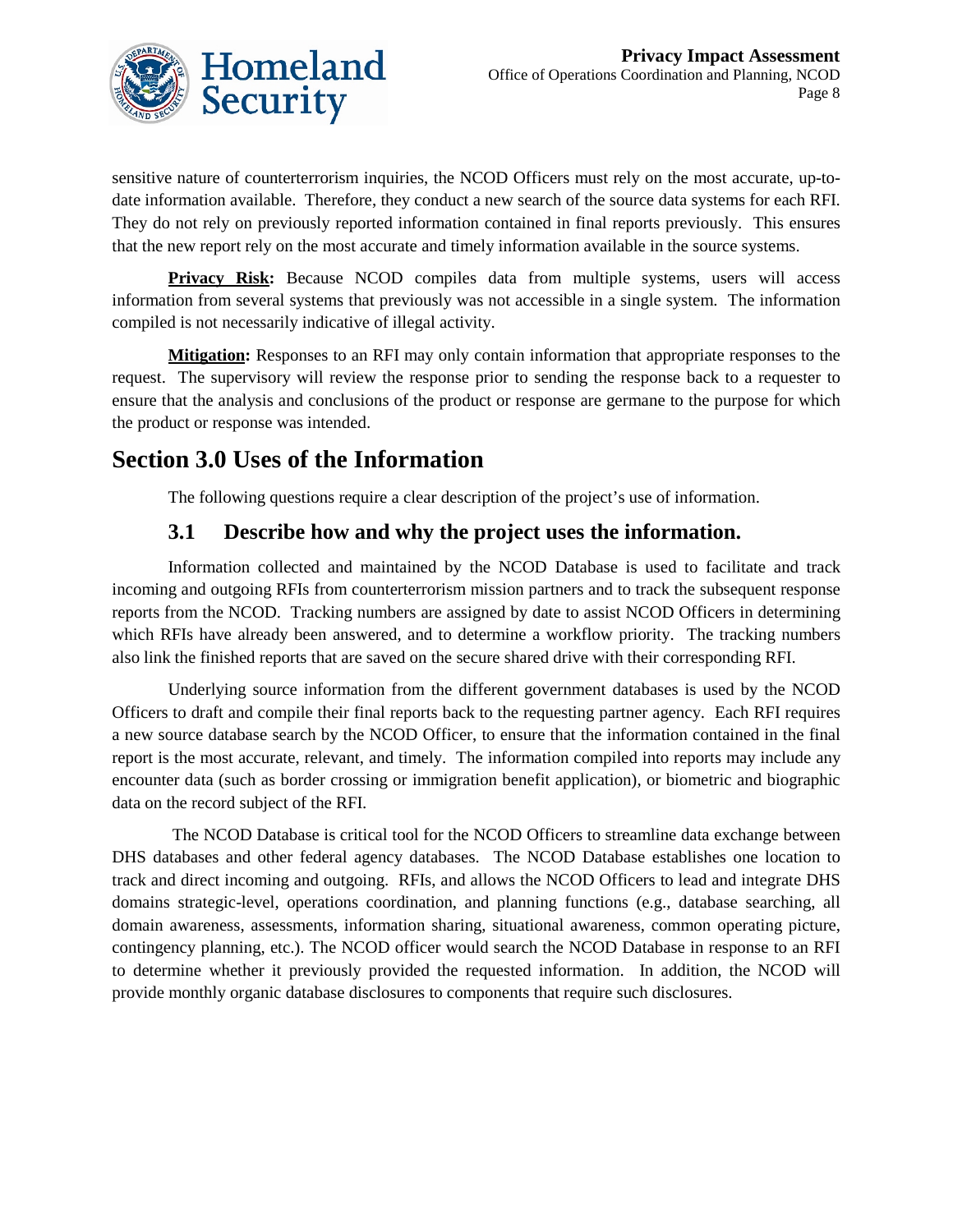sensitive nature of counterterrorism inquiries, the NCOD Officers must rely on the most accurate, up-to-date information available. Therefore, they conduct a new search of the source data systems for each RFI. They do not rely on previously reported information contained in final reports previously. This ensures that the new report rely on the most accurate and timely information available in the source systems.

**Privacy Risk:** Because NCOD compiles data from multiple systems, users will access information from several systems that previously was not accessible in a single system. The information compiled is not necessarily indicative of illegal activity.

**Mitigation:** Responses to an RFI may only contain information that appropriate responses to the request. The supervisory will review the response prior to sending the response back to a requester to ensure that the analysis and conclusions of the product or response are germane to the purpose for which the product or response was intended.

# Section 3.0 Uses of the Information

The following questions require a clear description of the project's use of information.

## 3.1 Describe how and why the project uses the information.

Information collected and maintained by the NCOD Database is used to facilitate and track incoming and outgoing RFIs from counterterrorism mission partners and to track the subsequent response reports from the NCOD. Tracking numbers are assigned by date to assist NCOD Officers in determining which RFIs have already been answered, and to determine a workflow priority. The tracking numbers also link the finished reports that are saved on the secure shared drive with their corresponding RFI.

Underlying source information from the different government databases is used by the NCOD Officers to draft and compile their final reports back to the requesting partner agency. Each RFI requires a new source database search by the NCOD Officer, to ensure that the information contained in the final report is the most accurate, relevant, and timely. The information compiled into reports may include any encounter data (such as border crossing or immigration benefit application), or biometric and biographic data on the record subject of the RFI.

The NCOD Database is critical tool for the NCOD Officers to streamline data exchange between DHS databases and other federal agency databases. The NCOD Database establishes one location to track and direct incoming and outgoing. RFIs, and allows the NCOD Officers to lead and integrate DHS domains strategic-level, operations coordination, and planning functions (e.g., database searching, all domain awareness, assessments, information sharing, situational awareness, common operating picture, contingency planning, etc.). The NCOD officer would search the NCOD Database in response to an RFI to determine whether it previously provided the requested information. In addition, the NCOD will provide monthly organic database disclosures to components that require such disclosures.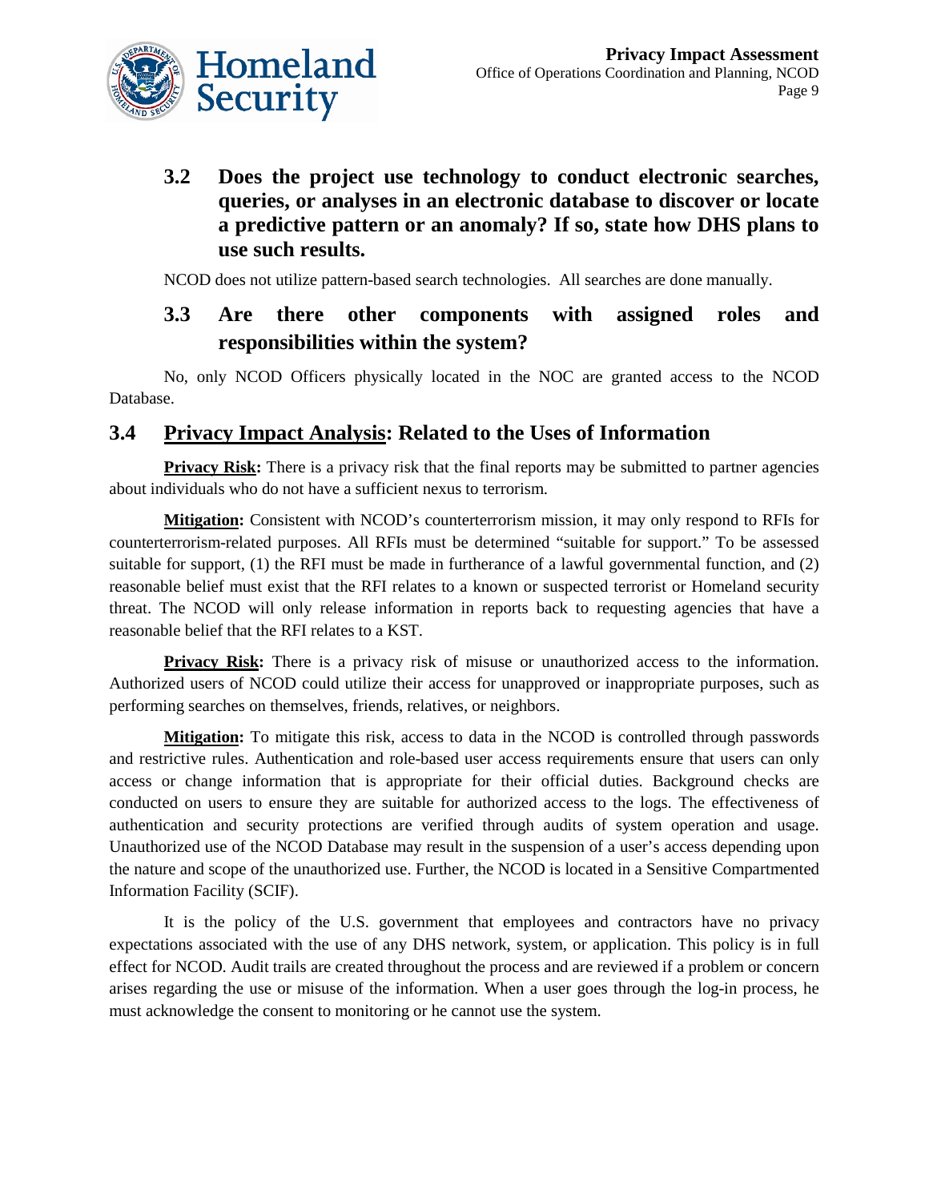### 3.2 Does the project use technology to conduct electronic searches, queries, or analyses in an electronic database to discover or locate a predictive pattern or an anomaly? If so, state how DHS plans to use such results.

NCOD does not utilize pattern-based search technologies. All searches are done manually.

### 3.3 Are there other components with assigned roles and responsibilities within the system?

No, only NCOD Officers physically located in the NOC are granted access to the NCOD Database.

## 3.4 Privacy Impact Analysis: Related to the Uses of Information

**Privacy Risk:** There is a privacy risk that the final reports may be submitted to partner agencies about individuals who do not have a sufficient nexus to terrorism.

**Mitigation:** Consistent with NCOD's counterterrorism mission, it may only respond to RFIs for counterterrorism-related purposes. All RFIs must be determined "suitable for support." To be assessed suitable for support, (1) the RFI must be made in furtherance of a lawful governmental function, and (2) reasonable belief must exist that the RFI relates to a known or suspected terrorist or Homeland security threat. The NCOD will only release information in reports back to requesting agencies that have a reasonable belief that the RFI relates to a KST.

**Privacy Risk:** There is a privacy risk of misuse or unauthorized access to the information. Authorized users of NCOD could utilize their access for unapproved or inappropriate purposes, such as performing searches on themselves, friends, relatives, or neighbors.

**Mitigation:** To mitigate this risk, access to data in the NCOD is controlled through passwords and restrictive rules. Authentication and role-based user access requirements ensure that users can only access or change information that is appropriate for their official duties. Background checks are conducted on users to ensure they are suitable for authorized access to the logs. The effectiveness of authentication and security protections are verified through audits of system operation and usage. Unauthorized use of the NCOD Database may result in the suspension of a user's access depending upon the nature and scope of the unauthorized use. Further, the NCOD is located in a Sensitive Compartmented Information Facility (SCIF).

It is the policy of the U.S. government that employees and contractors have no privacy expectations associated with the use of any DHS network, system, or application. This policy is in full effect for NCOD. Audit trails are created throughout the process and are reviewed if a problem or concern arises regarding the use or misuse of the information. When a user goes through the log-in process, he must acknowledge the consent to monitoring or he cannot use the system.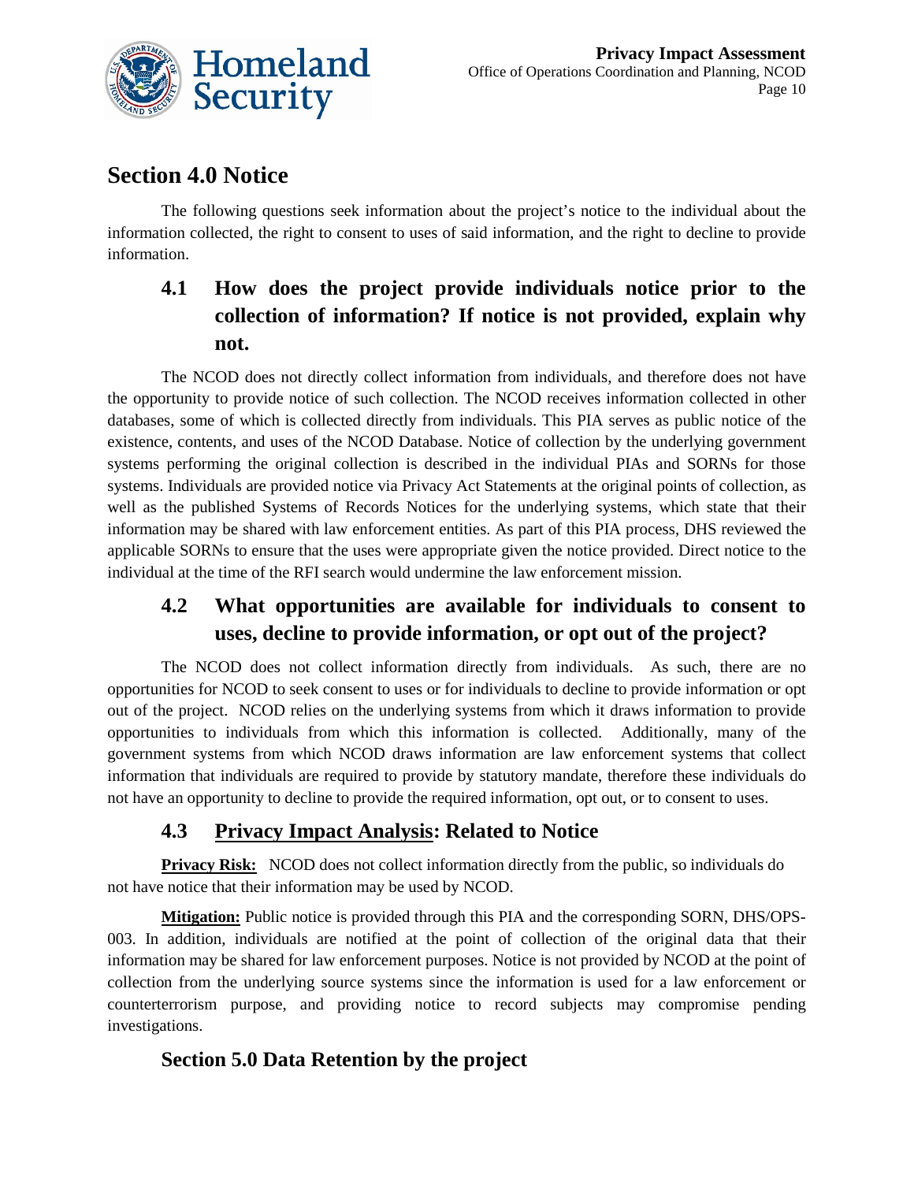## Section 4.0 Notice

The following questions seek information about the project's notice to the individual about the information collected, the right to consent to uses of said information, and the right to decline to provide information.

### 4.1 How does the project provide individuals notice prior to the collection of information? If notice is not provided, explain why not.

The NCOD does not directly collect information from individuals, and therefore does not have the opportunity to provide notice of such collection. The NCOD receives information collected in other databases, some of which is collected directly from individuals. This PIA serves as public notice of the existence, contents, and uses of the NCOD Database. Notice of collection by the underlying government systems performing the original collection is described in the individual PIAs and SORNs for those systems. Individuals are provided notice via Privacy Act Statements at the original points of collection, as well as the published Systems of Records Notices for the underlying systems, which state that their information may be shared with law enforcement entities. As part of this PIA process, DHS reviewed the applicable SORNs to ensure that the uses were appropriate given the notice provided. Direct notice to the individual at the time of the RFI search would undermine the law enforcement mission.

### 4.2 What opportunities are available for individuals to consent to uses, decline to provide information, or opt out of the project?

The NCOD does not collect information directly from individuals. As such, there are no opportunities for NCOD to seek consent to uses or for individuals to decline to provide information or opt out of the project. NCOD relies on the underlying systems from which it draws information to provide opportunities to individuals from which this information is collected. Additionally, many of the government systems from which NCOD draws information are law enforcement systems that collect information that individuals are required to provide by statutory mandate, therefore these individuals do not have an opportunity to decline to provide the required information, opt out, or to consent to uses.

### 4.3 Privacy Impact Analysis: Related to Notice

**Privacy Risk:** NCOD does not collect information directly from the public, so individuals do not have notice that their information may be used by NCOD.

**Mitigation:** Public notice is provided through this PIA and the corresponding SORN, DHS/OPS-003. In addition, individuals are notified at the point of collection of the original data that their information may be shared for law enforcement purposes. Notice is not provided by NCOD at the point of collection from the underlying source systems since the information is used for a law enforcement or counterterrorism purpose, and providing notice to record subjects may compromise pending investigations.

## Section 5.0 Data Retention by the project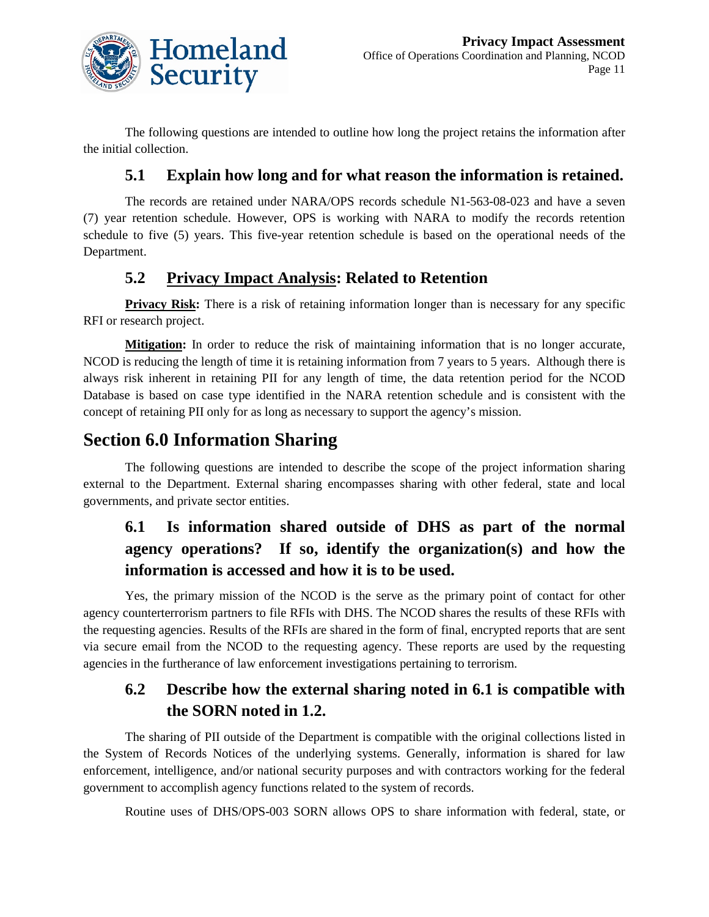The following questions are intended to outline how long the project retains the information after the initial collection.

### 5.1 Explain how long and for what reason the information is retained.

The records are retained under NARA/OPS records schedule N1-563-08-023 and have a seven (7) year retention schedule. However, OPS is working with NARA to modify the records retention schedule to five (5) years. This five-year retention schedule is based on the operational needs of the Department.

### 5.2 Privacy Impact Analysis: Related to Retention

**Privacy Risk:** There is a risk of retaining information longer than is necessary for any specific RFI or research project.

**Mitigation:** In order to reduce the risk of maintaining information that is no longer accurate, NCOD is reducing the length of time it is retaining information from 7 years to 5 years. Although there is always risk inherent in retaining PII for any length of time, the data retention period for the NCOD Database is based on case type identified in the NARA retention schedule and is consistent with the concept of retaining PII only for as long as necessary to support the agency's mission.

## Section 6.0 Information Sharing

The following questions are intended to describe the scope of the project information sharing external to the Department. External sharing encompasses sharing with other federal, state and local governments, and private sector entities.

### 6.1 Is information shared outside of DHS as part of the normal agency operations? If so, identify the organization(s) and how the information is accessed and how it is to be used.

Yes, the primary mission of the NCOD is the serve as the primary point of contact for other agency counterterrorism partners to file RFIs with DHS. The NCOD shares the results of these RFIs with the requesting agencies. Results of the RFIs are shared in the form of final, encrypted reports that are sent via secure email from the NCOD to the requesting agency. These reports are used by the requesting agencies in the furtherance of law enforcement investigations pertaining to terrorism.

### 6.2 Describe how the external sharing noted in 6.1 is compatible with the SORN noted in 1.2.

The sharing of PII outside of the Department is compatible with the original collections listed in the System of Records Notices of the underlying systems. Generally, information is shared for law enforcement, intelligence, and/or national security purposes and with contractors working for the federal government to accomplish agency functions related to the system of records.

Routine uses of DHS/OPS-003 SORN allows OPS to share information with federal, state, or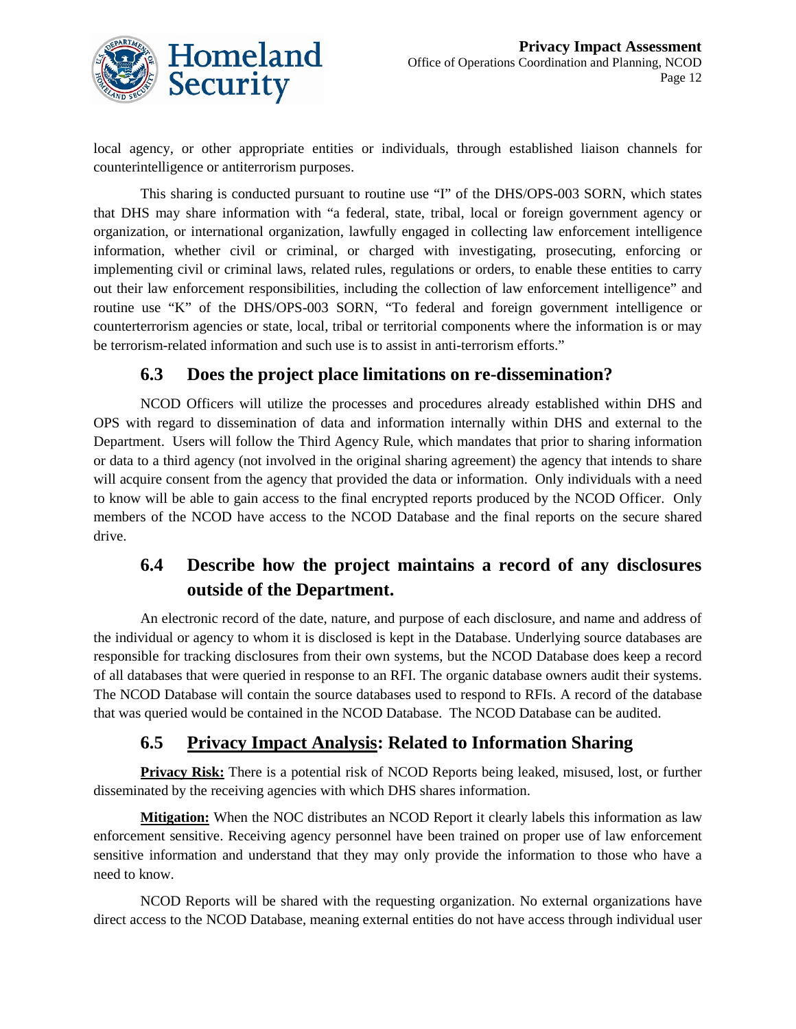local agency, or other appropriate entities or individuals, through established liaison channels for counterintelligence or antiterrorism purposes.

This sharing is conducted pursuant to routine use "I" of the DHS/OPS-003 SORN, which states that DHS may share information with "a federal, state, tribal, local or foreign government agency or organization, or international organization, lawfully engaged in collecting law enforcement intelligence information, whether civil or criminal, or charged with investigating, prosecuting, enforcing or implementing civil or criminal laws, related rules, regulations or orders, to enable these entities to carry out their law enforcement responsibilities, including the collection of law enforcement intelligence" and routine use "K" of the DHS/OPS-003 SORN, "To federal and foreign government intelligence or counterterrorism agencies or state, local, tribal or territorial components where the information is or may be terrorism-related information and such use is to assist in anti-terrorism efforts."

## 6.3 Does the project place limitations on re-dissemination?

NCOD Officers will utilize the processes and procedures already established within DHS and OPS with regard to dissemination of data and information internally within DHS and external to the Department. Users will follow the Third Agency Rule, which mandates that prior to sharing information or data to a third agency (not involved in the original sharing agreement) the agency that intends to share will acquire consent from the agency that provided the data or information. Only individuals with a need to know will be able to gain access to the final encrypted reports produced by the NCOD Officer. Only members of the NCOD have access to the NCOD Database and the final reports on the secure shared drive.

## 6.4 Describe how the project maintains a record of any disclosures outside of the Department.

An electronic record of the date, nature, and purpose of each disclosure, and name and address of the individual or agency to whom it is disclosed is kept in the Database. Underlying source databases are responsible for tracking disclosures from their own systems, but the NCOD Database does keep a record of all databases that were queried in response to an RFI. The organic database owners audit their systems. The NCOD Database will contain the source databases used to respond to RFIs. A record of the database that was queried would be contained in the NCOD Database. The NCOD Database can be audited.

## 6.5 Privacy Impact Analysis: Related to Information Sharing

**Privacy Risk:** There is a potential risk of NCOD Reports being leaked, misused, lost, or further disseminated by the receiving agencies with which DHS shares information.

**Mitigation:** When the NOC distributes an NCOD Report it clearly labels this information as law enforcement sensitive. Receiving agency personnel have been trained on proper use of law enforcement sensitive information and understand that they may only provide the information to those who have a need to know.

NCOD Reports will be shared with the requesting organization. No external organizations have direct access to the NCOD Database, meaning external entities do not have access through individual user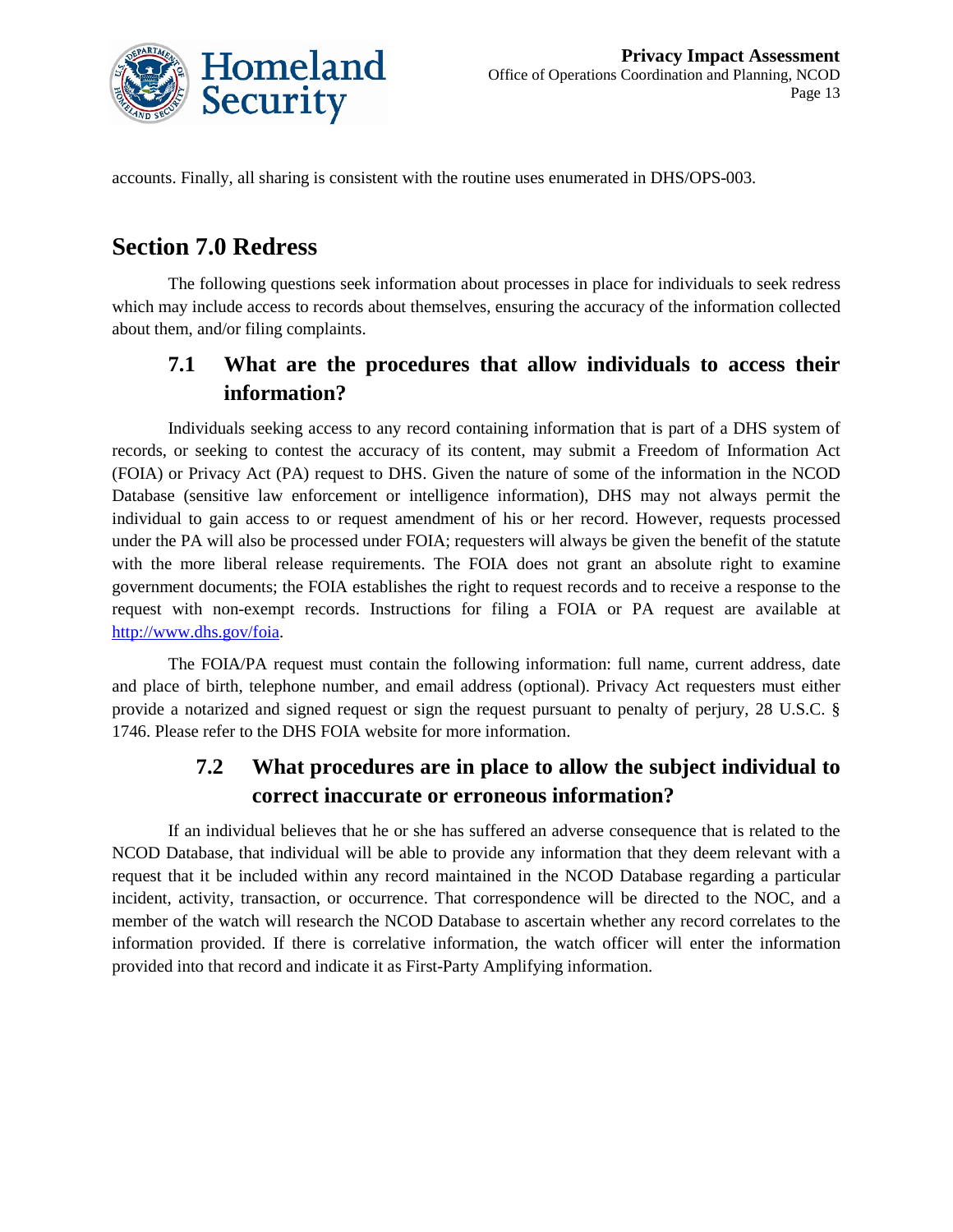accounts. Finally, all sharing is consistent with the routine uses enumerated in DHS/OPS-003.

# Section 7.0 Redress

The following questions seek information about processes in place for individuals to seek redress which may include access to records about themselves, ensuring the accuracy of the information collected about them, and/or filing complaints.

## 7.1 What are the procedures that allow individuals to access their information?

Individuals seeking access to any record containing information that is part of a DHS system of records, or seeking to contest the accuracy of its content, may submit a Freedom of Information Act (FOIA) or Privacy Act (PA) request to DHS. Given the nature of some of the information in the NCOD Database (sensitive law enforcement or intelligence information), DHS may not always permit the individual to gain access to or request amendment of his or her record. However, requests processed under the PA will also be processed under FOIA; requesters will always be given the benefit of the statute with the more liberal release requirements. The FOIA does not grant an absolute right to examine government documents; the FOIA establishes the right to request records and to receive a response to the request with non-exempt records. Instructions for filing a FOIA or PA request are available at [http://www.dhs.gov/foia](http://www.dhs.gov/foia).

The FOIA/PA request must contain the following information: full name, current address, date and place of birth, telephone number, and email address (optional). Privacy Act requesters must either provide a notarized and signed request or sign the request pursuant to penalty of perjury, 28 U.S.C. § 1746. Please refer to the DHS FOIA website for more information.

## 7.2 What procedures are in place to allow the subject individual to correct inaccurate or erroneous information?

If an individual believes that he or she has suffered an adverse consequence that is related to the NCOD Database, that individual will be able to provide any information that they deem relevant with a request that it be included within any record maintained in the NCOD Database regarding a particular incident, activity, transaction, or occurrence. That correspondence will be directed to the NOC, and a member of the watch will research the NCOD Database to ascertain whether any record correlates to the information provided. If there is correlative information, the watch officer will enter the information provided into that record and indicate it as First-Party Amplifying information.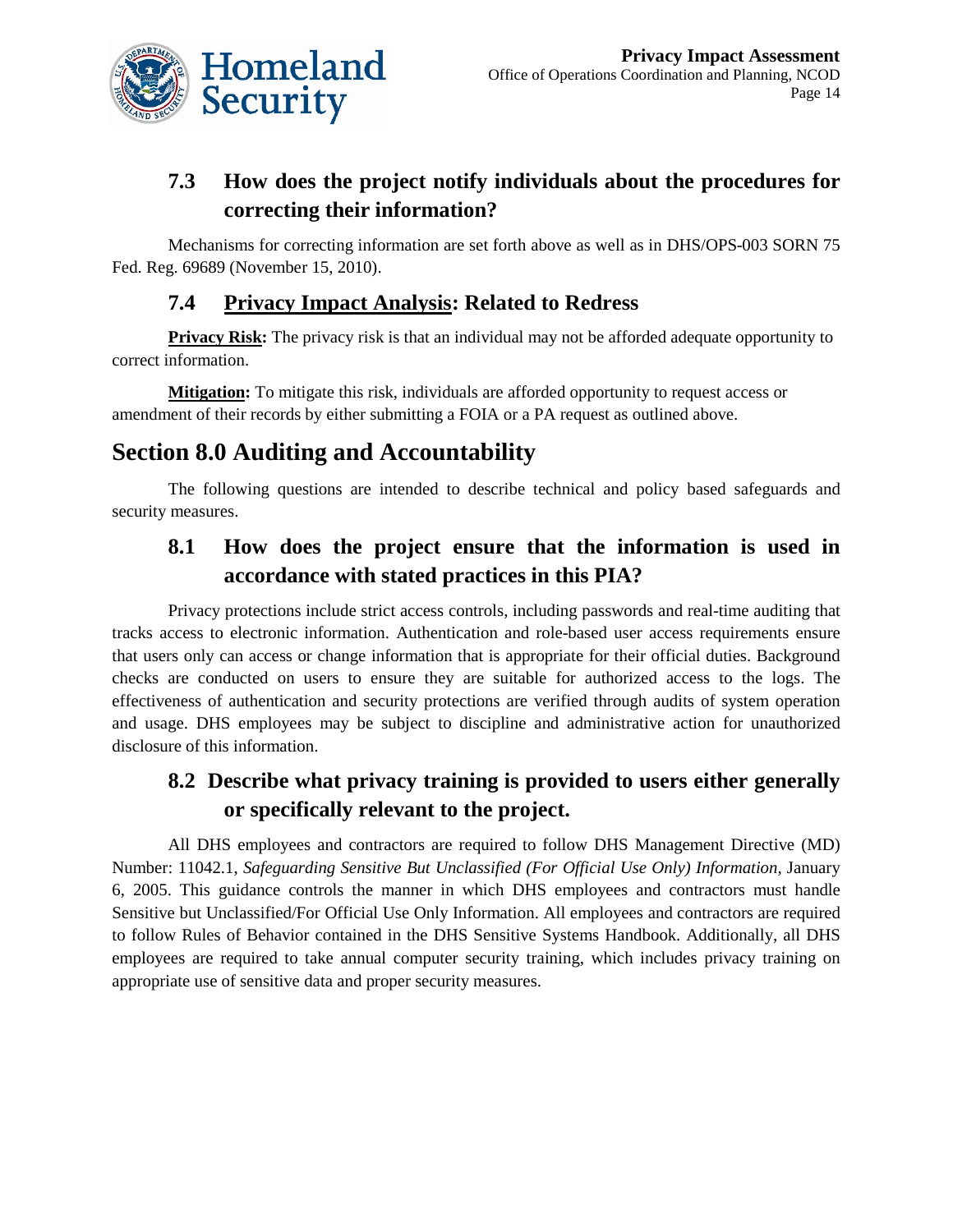### 7.3 How does the project notify individuals about the procedures for correcting their information?

Mechanisms for correcting information are set forth above as well as in DHS/OPS-003 SORN 75 Fed. Reg. 69689 (November 15, 2010).

### 7.4 Privacy Impact Analysis: Related to Redress

**Privacy Risk:** The privacy risk is that an individual may not be afforded adequate opportunity to correct information.

**Mitigation:** To mitigate this risk, individuals are afforded opportunity to request access or amendment of their records by either submitting a FOIA or a PA request as outlined above.

## Section 8.0 Auditing and Accountability

The following questions are intended to describe technical and policy based safeguards and security measures.

### 8.1 How does the project ensure that the information is used in accordance with stated practices in this PIA?

Privacy protections include strict access controls, including passwords and real-time auditing that tracks access to electronic information. Authentication and role-based user access requirements ensure that users only can access or change information that is appropriate for their official duties. Background checks are conducted on users to ensure they are suitable for authorized access to the logs. The effectiveness of authentication and security protections are verified through audits of system operation and usage. DHS employees may be subject to discipline and administrative action for unauthorized disclosure of this information.

### 8.2 Describe what privacy training is provided to users either generally or specifically relevant to the project.

All DHS employees and contractors are required to follow DHS Management Directive (MD) Number: 11042.1, *Safeguarding Sensitive But Unclassified (For Official Use Only) Information*, January 6, 2005. This guidance controls the manner in which DHS employees and contractors must handle Sensitive but Unclassified/For Official Use Only Information. All employees and contractors are required to follow Rules of Behavior contained in the DHS Sensitive Systems Handbook. Additionally, all DHS employees are required to take annual computer security training, which includes privacy training on appropriate use of sensitive data and proper security measures.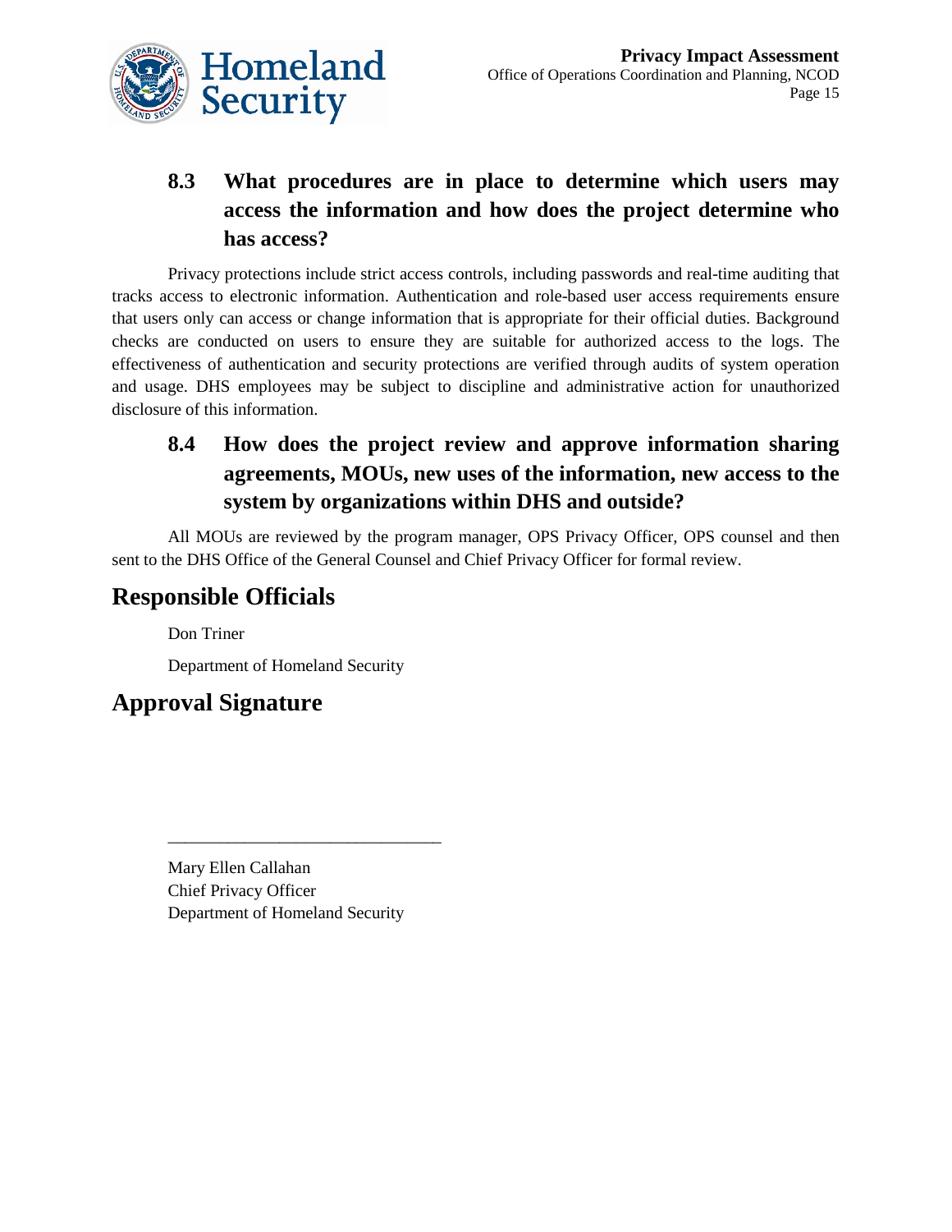### 8.3 What procedures are in place to determine which users may access the information and how does the project determine who has access?

Privacy protections include strict access controls, including passwords and real-time auditing that tracks access to electronic information. Authentication and role-based user access requirements ensure that users only can access or change information that is appropriate for their official duties. Background checks are conducted on users to ensure they are suitable for authorized access to the logs. The effectiveness of authentication and security protections are verified through audits of system operation and usage. DHS employees may be subject to discipline and administrative action for unauthorized disclosure of this information.

### 8.4 How does the project review and approve information sharing agreements, MOUs, new uses of the information, new access to the system by organizations within DHS and outside?

All MOUs are reviewed by the program manager, OPS Privacy Officer, OPS counsel and then sent to the DHS Office of the General Counsel and Chief Privacy Officer for formal review.

## Responsible Officials

Don Triner

Department of Homeland Security

## Approval Signature

________________________________

Mary Ellen Callahan
Chief Privacy Officer
Department of Homeland Security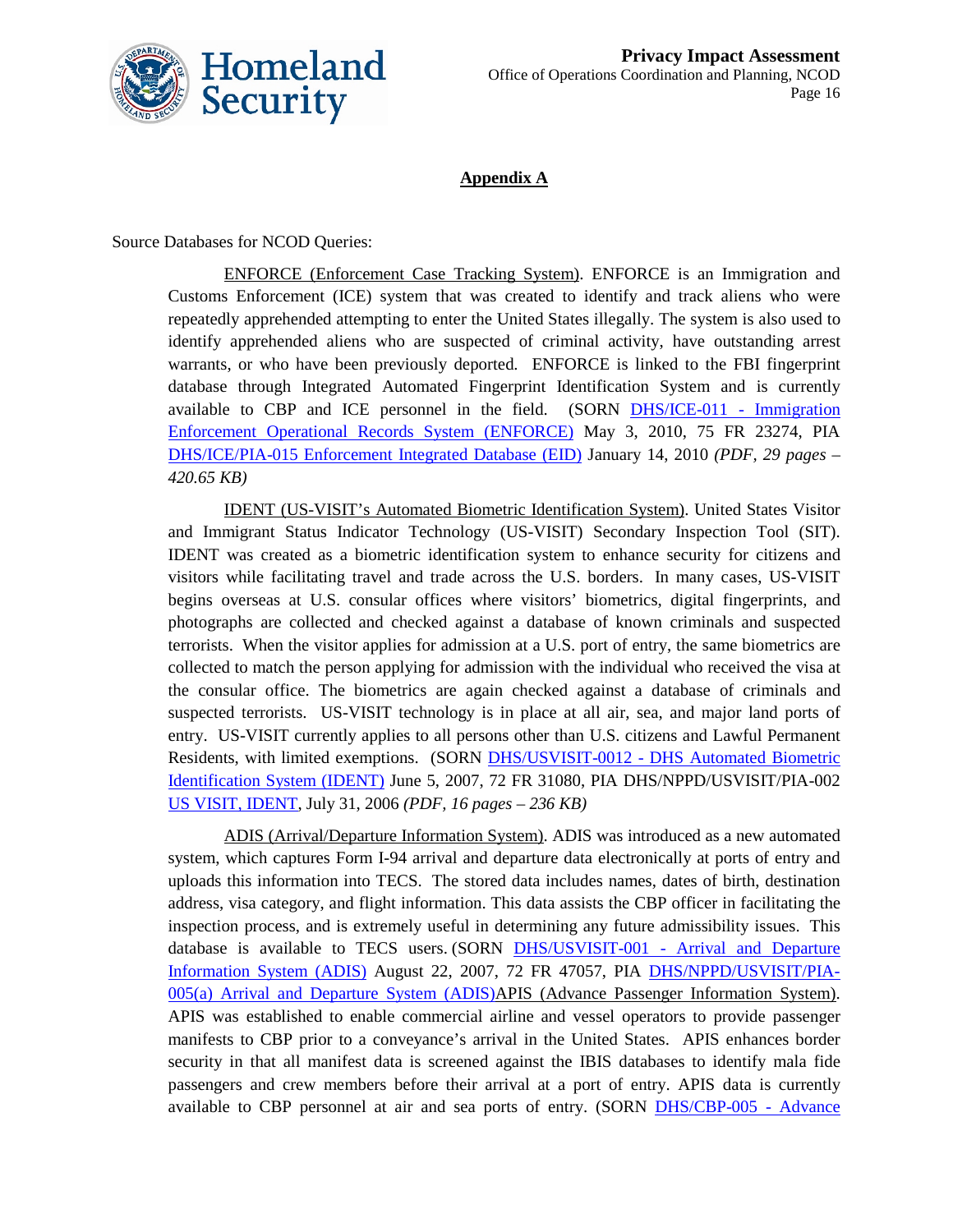## Appendix A

Source Databases for NCOD Queries:

ENFORCE (Enforcement Case Tracking System). ENFORCE is an Immigration and Customs Enforcement (ICE) system that was created to identify and track aliens who were repeatedly apprehended attempting to enter the United States illegally. The system is also used to identify apprehended aliens who are suspected of criminal activity, have outstanding arrest warrants, or who have been previously deported. ENFORCE is linked to the FBI fingerprint database through Integrated Automated Fingerprint Identification System and is currently available to CBP and ICE personnel in the field. (SORN DHS/ICE-011 - Immigration Enforcement Operational Records System (ENFORCE) May 3, 2010, 75 FR 23274, PIA DHS/ICE/PIA-015 Enforcement Integrated Database (EID) January 14, 2010 *(PDF, 29 pages – 420.65 KB)*

IDENT (US-VISIT's Automated Biometric Identification System). United States Visitor and Immigrant Status Indicator Technology (US-VISIT) Secondary Inspection Tool (SIT). IDENT was created as a biometric identification system to enhance security for citizens and visitors while facilitating travel and trade across the U.S. borders. In many cases, US-VISIT begins overseas at U.S. consular offices where visitors' biometrics, digital fingerprints, and photographs are collected and checked against a database of known criminals and suspected terrorists. When the visitor applies for admission at a U.S. port of entry, the same biometrics are collected to match the person applying for admission with the individual who received the visa at the consular office. The biometrics are again checked against a database of criminals and suspected terrorists. US-VISIT technology is in place at all air, sea, and major land ports of entry. US-VISIT currently applies to all persons other than U.S. citizens and Lawful Permanent Residents, with limited exemptions. (SORN DHS/USVISIT-0012 - DHS Automated Biometric Identification System (IDENT) June 5, 2007, 72 FR 31080, PIA DHS/NPPD/USVISIT/PIA-002 US VISIT, IDENT, July 31, 2006 *(PDF, 16 pages – 236 KB)*

ADIS (Arrival/Departure Information System). ADIS was introduced as a new automated system, which captures Form I-94 arrival and departure data electronically at ports of entry and uploads this information into TECS. The stored data includes names, dates of birth, destination address, visa category, and flight information. This data assists the CBP officer in facilitating the inspection process, and is extremely useful in determining any future admissibility issues. This database is available to TECS users. (SORN DHS/USVISIT-001 - Arrival and Departure Information System (ADIS) August 22, 2007, 72 FR 47057, PIA DHS/NPPD/USVISIT/PIA-005(a) Arrival and Departure System (ADIS)APIS (Advance Passenger Information System). APIS was established to enable commercial airline and vessel operators to provide passenger manifests to CBP prior to a conveyance's arrival in the United States. APIS enhances border security in that all manifest data is screened against the IBIS databases to identify mala fide passengers and crew members before their arrival at a port of entry. APIS data is currently available to CBP personnel at air and sea ports of entry. (SORN DHS/CBP-005 - Advance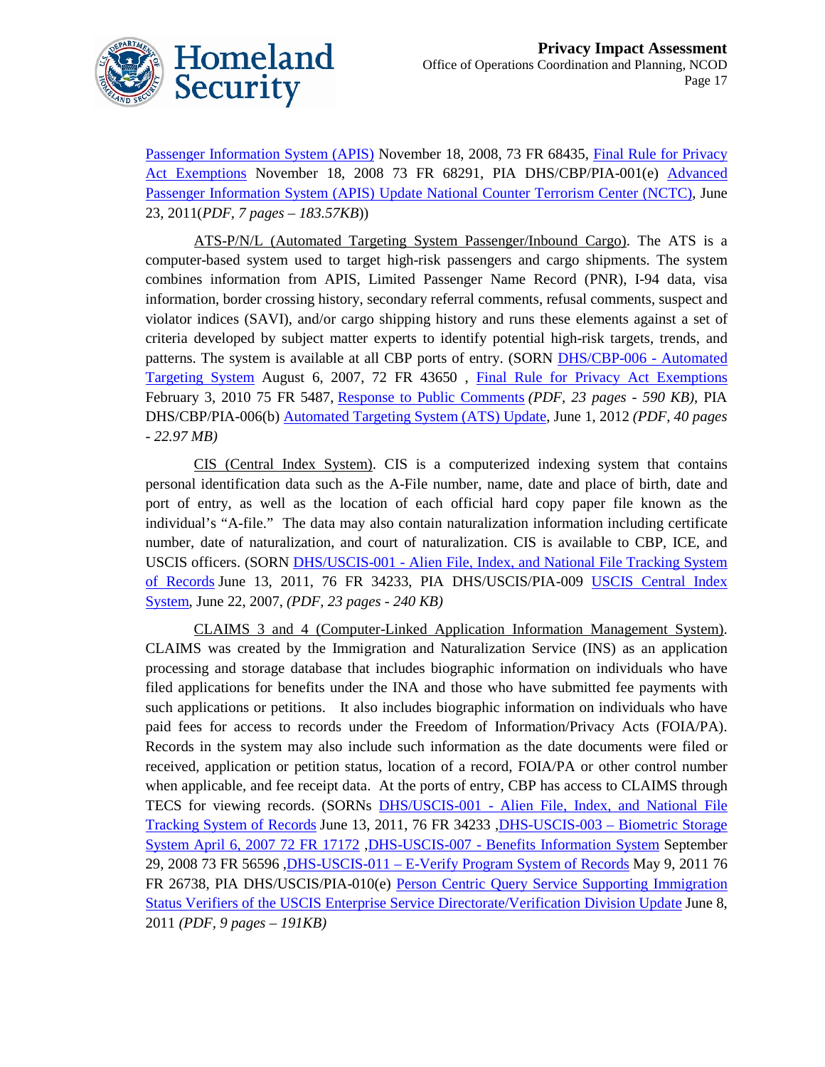Passenger Information System (APIS) November 18, 2008, 73 FR 68435, Final Rule for Privacy Act Exemptions November 18, 2008 73 FR 68291, PIA DHS/CBP/PIA-001(e) Advanced Passenger Information System (APIS) Update National Counter Terrorism Center (NCTC), June 23, 2011(*PDF, 7 pages – 183.57KB*))

ATS-P/N/L (Automated Targeting System Passenger/Inbound Cargo). The ATS is a computer-based system used to target high-risk passengers and cargo shipments. The system combines information from APIS, Limited Passenger Name Record (PNR), I-94 data, visa information, border crossing history, secondary referral comments, refusal comments, suspect and violator indices (SAVI), and/or cargo shipping history and runs these elements against a set of criteria developed by subject matter experts to identify potential high-risk targets, trends, and patterns. The system is available at all CBP ports of entry. (SORN DHS/CBP-006 - Automated Targeting System August 6, 2007, 72 FR 43650 , Final Rule for Privacy Act Exemptions February 3, 2010 75 FR 5487, Response to Public Comments *(PDF, 23 pages - 590 KB)*, PIA DHS/CBP/PIA-006(b) Automated Targeting System (ATS) Update, June 1, 2012 *(PDF, 40 pages - 22.97 MB)*

CIS (Central Index System). CIS is a computerized indexing system that contains personal identification data such as the A-File number, name, date and place of birth, date and port of entry, as well as the location of each official hard copy paper file known as the individual's "A-file." The data may also contain naturalization information including certificate number, date of naturalization, and court of naturalization. CIS is available to CBP, ICE, and USCIS officers. (SORN DHS/USCIS-001 - Alien File, Index, and National File Tracking System of Records June 13, 2011, 76 FR 34233, PIA DHS/USCIS/PIA-009 USCIS Central Index System, June 22, 2007, *(PDF, 23 pages - 240 KB)*

CLAIMS 3 and 4 (Computer-Linked Application Information Management System). CLAIMS was created by the Immigration and Naturalization Service (INS) as an application processing and storage database that includes biographic information on individuals who have filed applications for benefits under the INA and those who have submitted fee payments with such applications or petitions. It also includes biographic information on individuals who have paid fees for access to records under the Freedom of Information/Privacy Acts (FOIA/PA). Records in the system may also include such information as the date documents were filed or received, application or petition status, location of a record, FOIA/PA or other control number when applicable, and fee receipt data. At the ports of entry, CBP has access to CLAIMS through TECS for viewing records. (SORNs DHS/USCIS-001 - Alien File, Index, and National File Tracking System of Records June 13, 2011, 76 FR 34233 ,DHS-USCIS-003 – Biometric Storage System April 6, 2007 72 FR 17172 ,DHS-USCIS-007 - Benefits Information System September 29, 2008 73 FR 56596 ,DHS-USCIS-011 – E-Verify Program System of Records May 9, 2011 76 FR 26738, PIA DHS/USCIS/PIA-010(e) Person Centric Query Service Supporting Immigration Status Verifiers of the USCIS Enterprise Service Directorate/Verification Division Update June 8, 2011 *(PDF, 9 pages – 191KB)*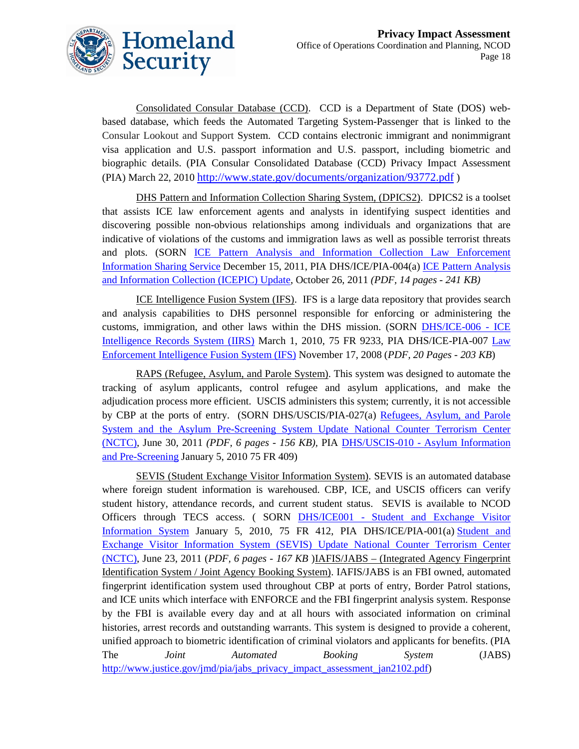Consolidated Consular Database (CCD). CCD is a Department of State (DOS) web-based database, which feeds the Automated Targeting System-Passenger that is linked to the Consular Lookout and Support System. CCD contains electronic immigrant and nonimmigrant visa application and U.S. passport information and U.S. passport, including biometric and biographic details. (PIA Consular Consolidated Database (CCD) Privacy Impact Assessment (PIA) March 22, 2010 http://www.state.gov/documents/organization/93772.pdf )

DHS Pattern and Information Collection Sharing System, (DPICS2). DPICS2 is a toolset that assists ICE law enforcement agents and analysts in identifying suspect identities and discovering possible non-obvious relationships among individuals and organizations that are indicative of violations of the customs and immigration laws as well as possible terrorist threats and plots. (SORN ICE Pattern Analysis and Information Collection Law Enforcement Information Sharing Service December 15, 2011, PIA DHS/ICE/PIA-004(a) ICE Pattern Analysis and Information Collection (ICEPIC) Update, October 26, 2011 *(PDF, 14 pages - 241 KB)*

ICE Intelligence Fusion System (IFS). IFS is a large data repository that provides search and analysis capabilities to DHS personnel responsible for enforcing or administering the customs, immigration, and other laws within the DHS mission. (SORN DHS/ICE-006 - ICE Intelligence Records System (IIRS) March 1, 2010, 75 FR 9233, PIA DHS/ICE-PIA-007 Law Enforcement Intelligence Fusion System (IFS) November 17, 2008 (*PDF, 20 Pages - 203 KB*)

RAPS (Refugee, Asylum, and Parole System). This system was designed to automate the tracking of asylum applicants, control refugee and asylum applications, and make the adjudication process more efficient. USCIS administers this system; currently, it is not accessible by CBP at the ports of entry. (SORN DHS/USCIS/PIA-027(a) Refugees, Asylum, and Parole System and the Asylum Pre-Screening System Update National Counter Terrorism Center (NCTC), June 30, 2011 *(PDF, 6 pages - 156 KB)*, PIA DHS/USCIS-010 - Asylum Information and Pre-Screening January 5, 2010 75 FR 409)

SEVIS (Student Exchange Visitor Information System). SEVIS is an automated database where foreign student information is warehoused. CBP, ICE, and USCIS officers can verify student history, attendance records, and current student status. SEVIS is available to NCOD Officers through TECS access. ( SORN DHS/ICE001 - Student and Exchange Visitor Information System January 5, 2010, 75 FR 412, PIA DHS/ICE/PIA-001(a) Student and Exchange Visitor Information System (SEVIS) Update National Counter Terrorism Center (NCTC), June 23, 2011 (*PDF, 6 pages - 167 KB* )IAFIS/JABS – (Integrated Agency Fingerprint Identification System / Joint Agency Booking System). IAFIS/JABS is an FBI owned, automated fingerprint identification system used throughout CBP at ports of entry, Border Patrol stations, and ICE units which interface with ENFORCE and the FBI fingerprint analysis system. Response by the FBI is available every day and at all hours with associated information on criminal histories, arrest records and outstanding warrants. This system is designed to provide a coherent, unified approach to biometric identification of criminal violators and applicants for benefits. (PIA The *Joint Automated Booking System* (JABS) http://www.justice.gov/jmd/pia/jabs_privacy_impact_assessment_jan2102.pdf)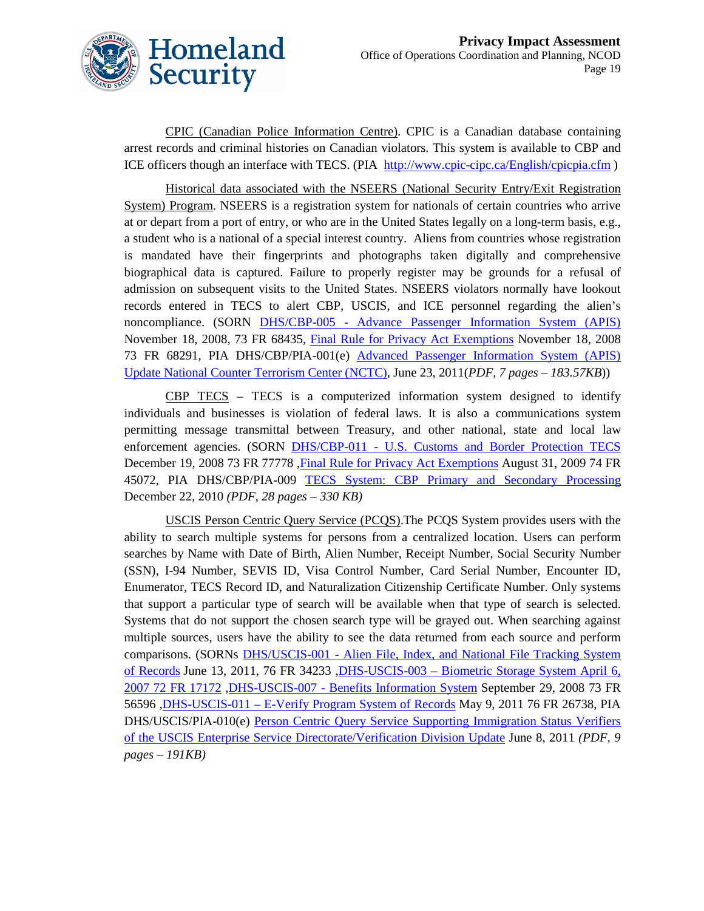CPIC (Canadian Police Information Centre). CPIC is a Canadian database containing arrest records and criminal histories on Canadian violators. This system is available to CBP and ICE officers though an interface with TECS. (PIA http://www.cpic-cipc.ca/English/cpicpia.cfm )

Historical data associated with the NSEERS (National Security Entry/Exit Registration System) Program. NSEERS is a registration system for nationals of certain countries who arrive at or depart from a port of entry, or who are in the United States legally on a long-term basis, e.g., a student who is a national of a special interest country. Aliens from countries whose registration is mandated have their fingerprints and photographs taken digitally and comprehensive biographical data is captured. Failure to properly register may be grounds for a refusal of admission on subsequent visits to the United States. NSEERS violators normally have lookout records entered in TECS to alert CBP, USCIS, and ICE personnel regarding the alien's noncompliance. (SORN DHS/CBP-005 - Advance Passenger Information System (APIS) November 18, 2008, 73 FR 68435, Final Rule for Privacy Act Exemptions November 18, 2008 73 FR 68291, PIA DHS/CBP/PIA-001(e) Advanced Passenger Information System (APIS) Update National Counter Terrorism Center (NCTC), June 23, 2011(*PDF, 7 pages – 183.57KB*))

CBP TECS – TECS is a computerized information system designed to identify individuals and businesses is violation of federal laws. It is also a communications system permitting message transmittal between Treasury, and other national, state and local law enforcement agencies. (SORN DHS/CBP-011 - U.S. Customs and Border Protection TECS December 19, 2008 73 FR 77778 ,Final Rule for Privacy Act Exemptions August 31, 2009 74 FR 45072, PIA DHS/CBP/PIA-009 TECS System: CBP Primary and Secondary Processing December 22, 2010 *(PDF, 28 pages – 330 KB)*

USCIS Person Centric Query Service (PCQS).The PCQS System provides users with the ability to search multiple systems for persons from a centralized location. Users can perform searches by Name with Date of Birth, Alien Number, Receipt Number, Social Security Number (SSN), I-94 Number, SEVIS ID, Visa Control Number, Card Serial Number, Encounter ID, Enumerator, TECS Record ID, and Naturalization Citizenship Certificate Number. Only systems that support a particular type of search will be available when that type of search is selected. Systems that do not support the chosen search type will be grayed out. When searching against multiple sources, users have the ability to see the data returned from each source and perform comparisons. (SORNs DHS/USCIS-001 - Alien File, Index, and National File Tracking System of Records June 13, 2011, 76 FR 34233 ,DHS-USCIS-003 – Biometric Storage System April 6, 2007 72 FR 17172 ,DHS-USCIS-007 - Benefits Information System September 29, 2008 73 FR 56596 ,DHS-USCIS-011 – E-Verify Program System of Records May 9, 2011 76 FR 26738, PIA DHS/USCIS/PIA-010(e) Person Centric Query Service Supporting Immigration Status Verifiers of the USCIS Enterprise Service Directorate/Verification Division Update June 8, 2011 *(PDF, 9 pages – 191KB)*